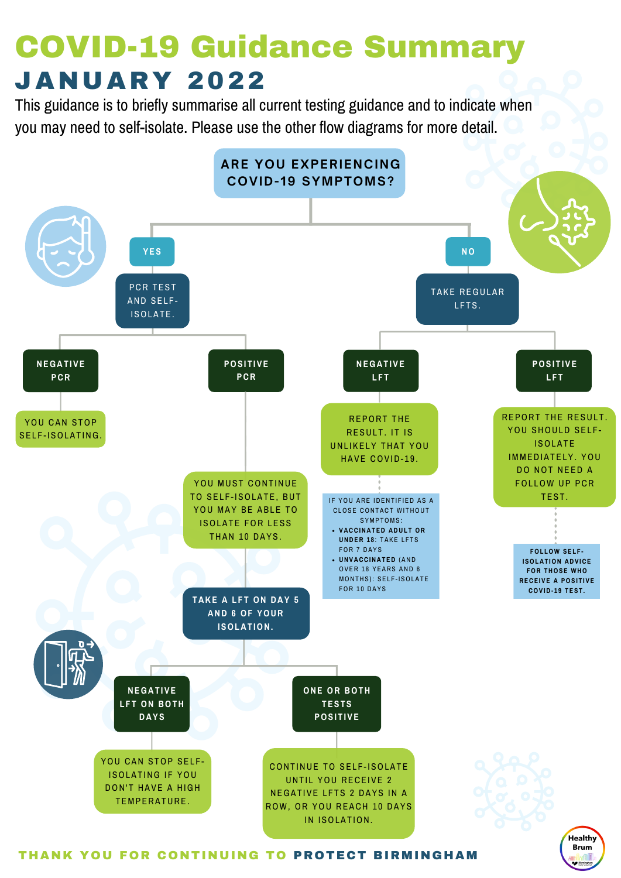# COVID-19 Guidance Summary

## JANUARY 2022

This guidance is to briefly summarise all current testing guidance and to indicate when you may need to self-isolate. Please use the other flow diagrams for more detail.

**ARE YOU EXPERIENCING COVID-19 SYMPTOMS?**

### YES

PCR TEST AND SELF-ISOLATE.

- **NEGATIVE PCR**
  - YOU CAN STOP SELF-ISOLATING.
- **POSITIVE PCR**
  - YOU MUST CONTINUE TO SELF-ISOLATE, BUT YOU MAY BE ABLE TO ISOLATE FOR LESS THAN 10 DAYS.
  - TAKE A LFT ON DAY 5 AND 6 OF YOUR ISOLATION.
    - **NEGATIVE LFT ON BOTH DAYS**
      - YOU CAN STOP SELF-ISOLATING IF YOU DON'T HAVE A HIGH TEMPERATURE.
    - **ONE OR BOTH TESTS POSITIVE**
      - CONTINUE TO SELF-ISOLATE UNTIL YOU RECEIVE 2 NEGATIVE LFTS 2 DAYS IN A ROW, OR YOU REACH 10 DAYS IN ISOLATION.

### NO

TAKE REGULAR LFTS.

- **NEGATIVE LFT**
  - REPORT THE RESULT. IT IS UNLIKELY THAT YOU HAVE COVID-19.
  - IF YOU ARE IDENTIFIED AS A CLOSE CONTACT WITHOUT SYMPTOMS:
    - **VACCINATED ADULT OR UNDER 18**: TAKE LFTS FOR 7 DAYS
    - **UNVACCINATED** (AND OVER 18 YEARS AND 6 MONTHS): SELF-ISOLATE FOR 10 DAYS
- **POSITIVE LFT**
  - REPORT THE RESULT. YOU SHOULD SELF-ISOLATE IMMEDIATELY. YOU DO NOT NEED A FOLLOW UP PCR TEST.
  - **FOLLOW SELF-ISOLATION ADVICE FOR THOSE WHO RECEIVE A POSITIVE COVID-19 TEST.**

THANK YOU FOR CONTINUING TO **PROTECT BIRMINGHAM**

Healthy Brum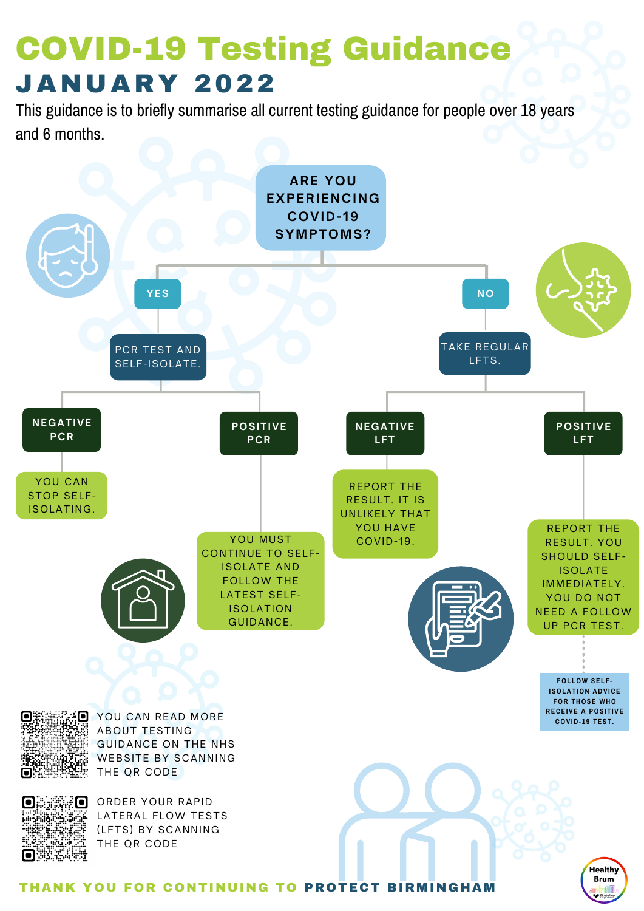# COVID-19 Testing Guidance

## JANUARY 2022

This guidance is to briefly summarise all current testing guidance for people over 18 years and 6 months.

**ARE YOU EXPERIENCING COVID-19 SYMPTOMS?**

**YES**

PCR TEST AND SELF-ISOLATE.

- **NEGATIVE PCR**
  - YOU CAN STOP SELF-ISOLATING.
- **POSITIVE PCR**
  - YOU MUST CONTINUE TO SELF-ISOLATE AND FOLLOW THE LATEST SELF-ISOLATION GUIDANCE.

**NO**

TAKE REGULAR LFTS.

- **NEGATIVE LFT**
  - REPORT THE RESULT. IT IS UNLIKELY THAT YOU HAVE COVID-19.
- **POSITIVE LFT**
  - REPORT THE RESULT. YOU SHOULD SELF-ISOLATE IMMEDIATELY. YOU DO NOT NEED A FOLLOW UP PCR TEST.
  - FOLLOW SELF-ISOLATION ADVICE FOR THOSE WHO RECEIVE A POSITIVE COVID-19 TEST.

YOU CAN READ MORE ABOUT TESTING GUIDANCE ON THE NHS WEBSITE BY SCANNING THE QR CODE

ORDER YOUR RAPID LATERAL FLOW TESTS (LFTS) BY SCANNING THE QR CODE

**THANK YOU FOR CONTINUING TO PROTECT BIRMINGHAM**

Healthy Brum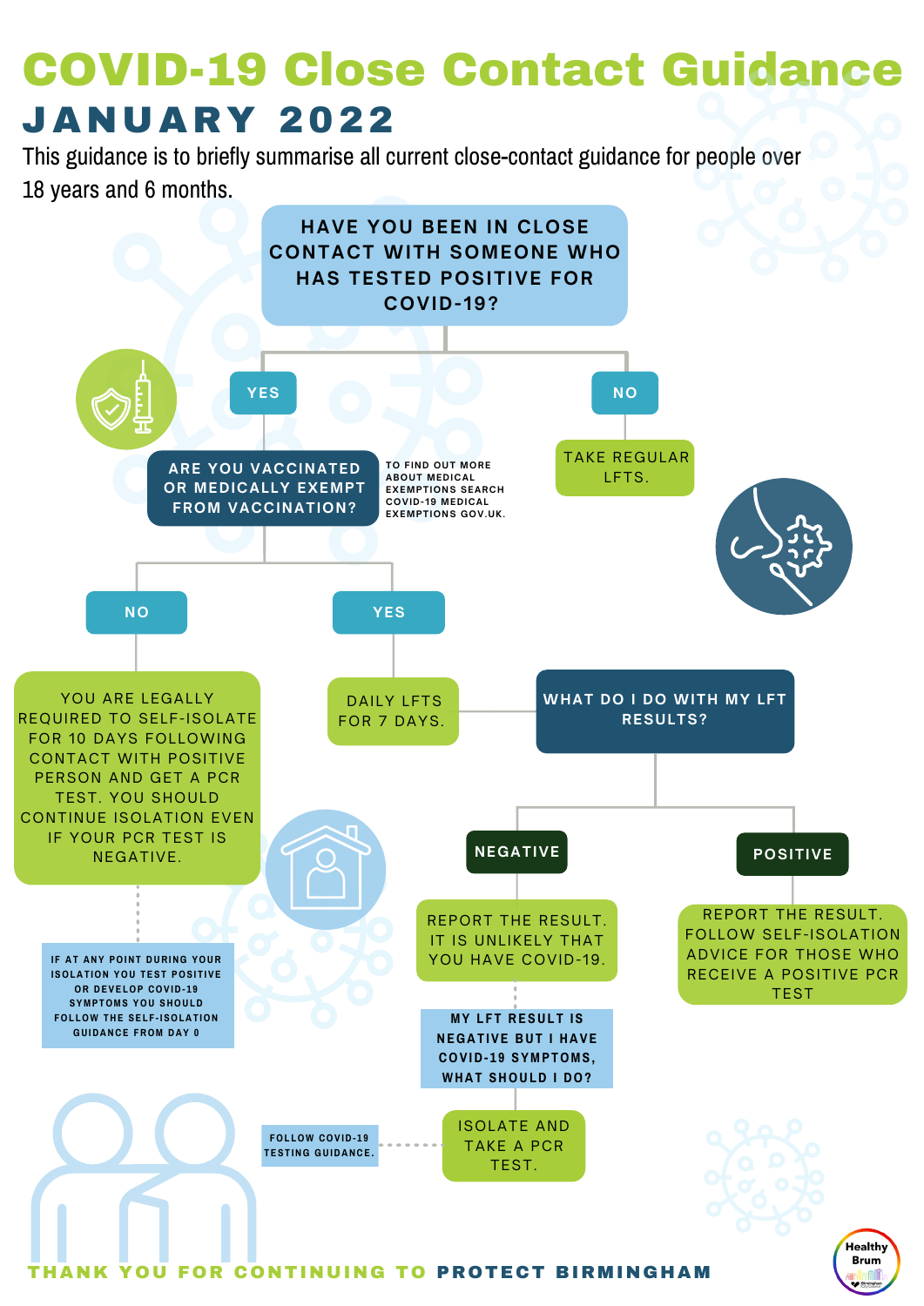# COVID-19 Close Contact Guidance

## JANUARY 2022

This guidance is to briefly summarise all current close-contact guidance for people over 18 years and 6 months.

**HAVE YOU BEEN IN CLOSE CONTACT WITH SOMEONE WHO HAS TESTED POSITIVE FOR COVID-19?**

- **NO** → TAKE REGULAR LFTS.
- **YES** → **ARE YOU VACCINATED OR MEDICALLY EXEMPT FROM VACCINATION?**

  TO FIND OUT MORE ABOUT MEDICAL EXEMPTIONS SEARCH COVID-19 MEDICAL EXEMPTIONS GOV.UK.

  - **NO** → YOU ARE LEGALLY REQUIRED TO SELF-ISOLATE FOR 10 DAYS FOLLOWING CONTACT WITH POSITIVE PERSON AND GET A PCR TEST. YOU SHOULD CONTINUE ISOLATION EVEN IF YOUR PCR TEST IS NEGATIVE.

    IF AT ANY POINT DURING YOUR ISOLATION YOU TEST POSITIVE OR DEVELOP COVID-19 SYMPTOMS YOU SHOULD FOLLOW THE SELF-ISOLATION GUIDANCE FROM DAY 0

  - **YES** → DAILY LFTS FOR 7 DAYS.

    **WHAT DO I DO WITH MY LFT RESULTS?**

    - **NEGATIVE** → REPORT THE RESULT. IT IS UNLIKELY THAT YOU HAVE COVID-19.

      **MY LFT RESULT IS NEGATIVE BUT I HAVE COVID-19 SYMPTOMS, WHAT SHOULD I DO?**

      ISOLATE AND TAKE A PCR TEST. → FOLLOW COVID-19 TESTING GUIDANCE.

    - **POSITIVE** → REPORT THE RESULT. FOLLOW SELF-ISOLATION ADVICE FOR THOSE WHO RECEIVE A POSITIVE PCR TEST

THANK YOU FOR CONTINUING TO **PROTECT BIRMINGHAM**

Healthy Brum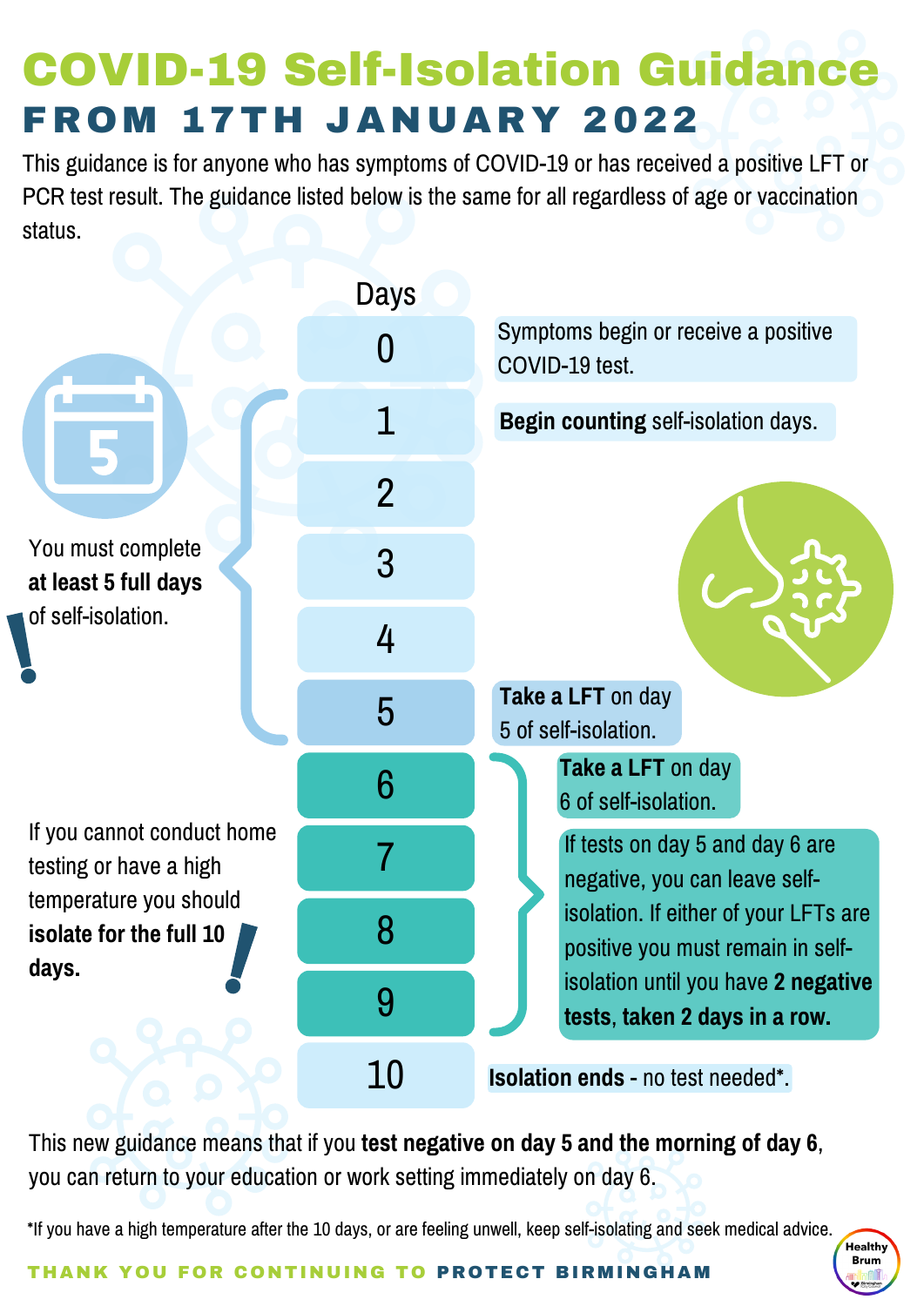# COVID-19 Self-Isolation Guidance

## FROM 17TH JANUARY 2022

This guidance is for anyone who has symptoms of COVID-19 or has received a positive LFT or PCR test result. The guidance listed below is the same for all regardless of age or vaccination status.

| Days | |
|---|---|
| 0 | Symptoms begin or receive a positive COVID-19 test. |
| 1 | **Begin counting** self-isolation days. |
| 2 | |
| 3 | |
| 4 | |
| 5 | **Take a LFT** on day 5 of self-isolation. |
| 6 | **Take a LFT** on day 6 of self-isolation. |
| 7 | If tests on day 5 and day 6 are negative, you can leave self-isolation. If either of your LFTs are positive you must remain in self-isolation until you have **2 negative tests, taken 2 days in a row.** |
| 8 | |
| 9 | |
| 10 | **Isolation ends** - no test needed*. |

You must complete **at least 5 full days** of self-isolation.

If you cannot conduct home testing or have a high temperature you should **isolate for the full 10 days.**

This new guidance means that if you **test negative on day 5 and the morning of day 6**, you can return to your education or work setting immediately on day 6.

*If you have a high temperature after the 10 days, or are feeling unwell, keep self-isolating and seek medical advice.

THANK YOU FOR CONTINUING TO **PROTECT BIRMINGHAM**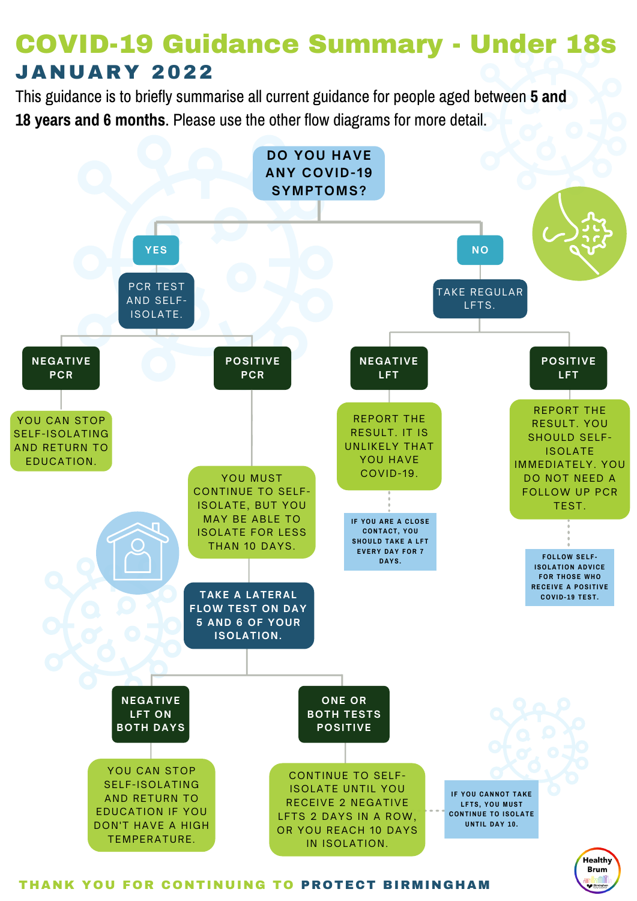# COVID-19 Guidance Summary - Under 18s

## JANUARY 2022

This guidance is to briefly summarise all current guidance for people aged between **5 and 18 years and 6 months**. Please use the other flow diagrams for more detail.

**DO YOU HAVE ANY COVID-19 SYMPTOMS?**

- **YES**
  - PCR TEST AND SELF-ISOLATE.
    - **NEGATIVE PCR**
      - YOU CAN STOP SELF-ISOLATING AND RETURN TO EDUCATION.
    - **POSITIVE PCR**
      - YOU MUST CONTINUE TO SELF-ISOLATE, BUT YOU MAY BE ABLE TO ISOLATE FOR LESS THAN 10 DAYS.
        - TAKE A LATERAL FLOW TEST ON DAY 5 AND 6 OF YOUR ISOLATION.
          - **NEGATIVE LFT ON BOTH DAYS**
            - YOU CAN STOP SELF-ISOLATING AND RETURN TO EDUCATION IF YOU DON'T HAVE A HIGH TEMPERATURE.
          - **ONE OR BOTH TESTS POSITIVE**
            - CONTINUE TO SELF-ISOLATE UNTIL YOU RECEIVE 2 NEGATIVE LFTS 2 DAYS IN A ROW, OR YOU REACH 10 DAYS IN ISOLATION.
              - IF YOU CANNOT TAKE LFTS, YOU MUST CONTINUE TO ISOLATE UNTIL DAY 10.
- **NO**
  - TAKE REGULAR LFTS.
    - **NEGATIVE LFT**
      - REPORT THE RESULT. IT IS UNLIKELY THAT YOU HAVE COVID-19.
        - IF YOU ARE A CLOSE CONTACT, YOU SHOULD TAKE A LFT EVERY DAY FOR 7 DAYS.
    - **POSITIVE LFT**
      - REPORT THE RESULT. YOU SHOULD SELF-ISOLATE IMMEDIATELY. YOU DO NOT NEED A FOLLOW UP PCR TEST.
        - FOLLOW SELF-ISOLATION ADVICE FOR THOSE WHO RECEIVE A POSITIVE COVID-19 TEST.

THANK YOU FOR CONTINUING TO **PROTECT BIRMINGHAM**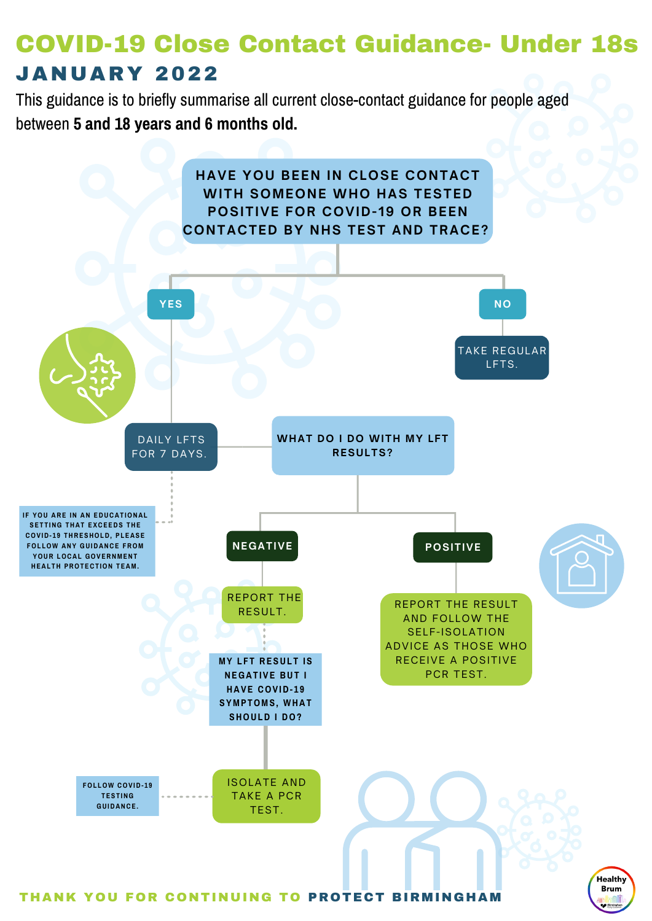# COVID-19 Close Contact Guidance- Under 18s

## JANUARY 2022

This guidance is to briefly summarise all current close-contact guidance for people aged between **5 and 18 years and 6 months old.**

HAVE YOU BEEN IN CLOSE CONTACT WITH SOMEONE WHO HAS TESTED POSITIVE FOR COVID-19 OR BEEN CONTACTED BY NHS TEST AND TRACE?

YES

DAILY LFTS FOR 7 DAYS.

IF YOU ARE IN AN EDUCATIONAL SETTING THAT EXCEEDS THE COVID-19 THRESHOLD, PLEASE FOLLOW ANY GUIDANCE FROM YOUR LOCAL GOVERNMENT HEALTH PROTECTION TEAM.

WHAT DO I DO WITH MY LFT RESULTS?

NEGATIVE

REPORT THE RESULT.

MY LFT RESULT IS NEGATIVE BUT I HAVE COVID-19 SYMPTOMS, WHAT SHOULD I DO?

ISOLATE AND TAKE A PCR TEST.

FOLLOW COVID-19 TESTING GUIDANCE.

POSITIVE

REPORT THE RESULT AND FOLLOW THE SELF-ISOLATION ADVICE AS THOSE WHO RECEIVE A POSITIVE PCR TEST.

NO

TAKE REGULAR LFTS.

THANK YOU FOR CONTINUING TO PROTECT BIRMINGHAM

Healthy Brum